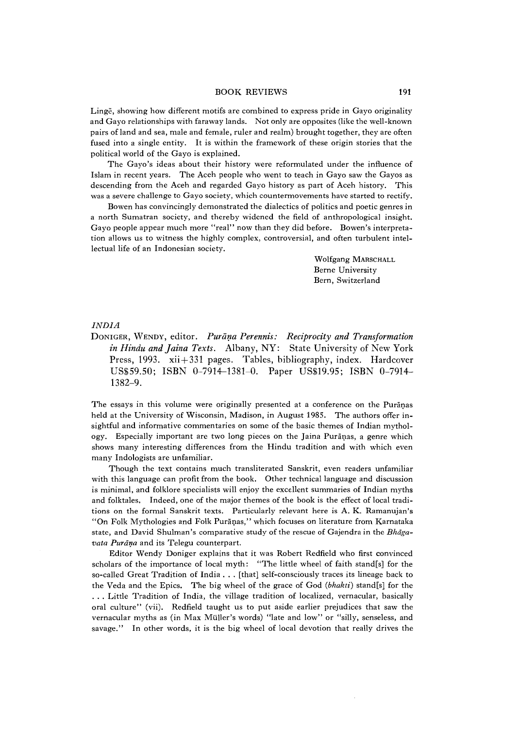Lingë, showing how different motifs are combined to express pride in Gayo originality and Gayo relationships with faraway lands. Not only are opposites (like the well-known pairs of land and sea, male and female, ruler and realm) brought together, they are often fused into a single entity. It is within the framework of these origin stories that the political world of the Gayo is explained.

The Gayo's ideas about their history were reformulated under the influence of Islam in recent years. The Aceh people who went to teach in Gayo saw the Gayos as descending from the Aceh and regarded Gayo history as part of Aceh history. This was a severe challenge to Gayo society, which countermovements have started to rectify.

Bowen has convincingly demonstrated the dialectics of politics and poetic genres in a north Sumatran society, and thereby widened the field of anthropological insight. Gayo people appear much more "real" now than they did before. Bowen's interpretation allows us to witness the highly complex, controversial, and often turbulent intellectual life of an Indonesian society.

Wolfgang MARSCHALL
Berne University
Bern, Switzerland

## *INDIA*

DONIGER, WENDY, editor. *Purāṇa Perennis: Reciprocity and Transformation in Hindu and Jaina Texts*. Albany, NY: State University of New York Press, 1993. xii+331 pages. Tables, bibliography, index. Hardcover US$59.50; ISBN 0-7914-1381-0. Paper US$19.95; ISBN 0-7914-1382-9.

The essays in this volume were originally presented at a conference on the Purāṇas held at the University of Wisconsin, Madison, in August 1985. The authors offer insightful and informative commentaries on some of the basic themes of Indian mythology. Especially important are two long pieces on the Jaina Purāṇas, a genre which shows many interesting differences from the Hindu tradition and with which even many Indologists are unfamiliar.

Though the text contains much transliterated Sanskrit, even readers unfamiliar with this language can profit from the book. Other technical language and discussion is minimal, and folklore specialists will enjoy the excellent summaries of Indian myths and folktales. Indeed, one of the major themes of the book is the effect of local traditions on the formal Sanskrit texts. Particularly relevant here is A. K. Ramanujan's "On Folk Mythologies and Folk Purāṇas," which focuses on literature from Karnataka state, and David Shulman's comparative study of the rescue of Gajendra in the *Bhāgavata Purāṇa* and its Telegu counterpart.

Editor Wendy Doniger explains that it was Robert Redfield who first convinced scholars of the importance of local myth: "The little wheel of faith stand[s] for the so-called Great Tradition of India . . . [that] self-consciously traces its lineage back to the Veda and the Epics. The big wheel of the grace of God (*bhakti*) stand[s] for the . . . Little Tradition of India, the village tradition of localized, vernacular, basically oral culture" (vii). Redfield taught us to put aside earlier prejudices that saw the vernacular myths as (in Max Müller's words) "late and low" or "silly, senseless, and savage." In other words, it is the big wheel of local devotion that really drives the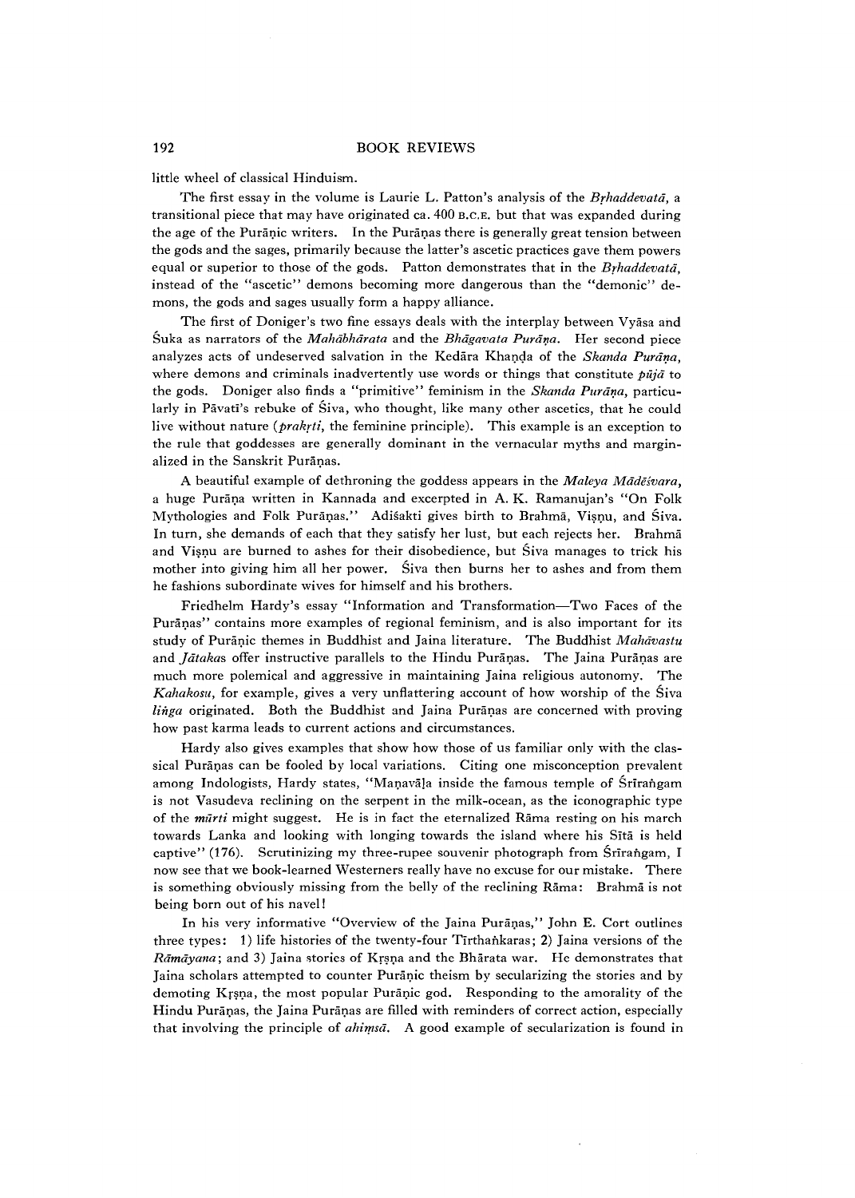little wheel of classical Hinduism.

The first essay in the volume is Laurie L. Patton's analysis of the *Bṛhaddevatā*, a transitional piece that may have originated ca. 400 B.C.E. but that was expanded during the age of the Purāṇic writers. In the Purāṇas there is generally great tension between the gods and the sages, primarily because the latter's ascetic practices gave them powers equal or superior to those of the gods. Patton demonstrates that in the *Bṛhaddevatā*, instead of the "ascetic" demons becoming more dangerous than the "demonic" demons, the gods and sages usually form a happy alliance.

The first of Doniger's two fine essays deals with the interplay between Vyāsa and Śuka as narrators of the *Mahābhārata* and the *Bhāgavata Purāṇa*. Her second piece analyzes acts of undeserved salvation in the Kedāra Khaṇḍa of the *Skanda Purāṇa*, where demons and criminals inadvertently use words or things that constitute *pūjā* to the gods. Doniger also finds a "primitive" feminism in the *Skanda Purāṇa*, particularly in Pāvatī's rebuke of Śiva, who thought, like many other ascetics, that he could live without nature (*prakṛti*, the feminine principle). This example is an exception to the rule that goddesses are generally dominant in the vernacular myths and marginalized in the Sanskrit Purāṇas.

A beautiful example of dethroning the goddess appears in the *Maleya Mādēśvara*, a huge Purāṇa written in Kannada and excerpted in A. K. Ramanujan's "On Folk Mythologies and Folk Purāṇas." Adiśakti gives birth to Brahmā, Viṣṇu, and Śiva. In turn, she demands of each that they satisfy her lust, but each rejects her. Brahmā and Viṣṇu are burned to ashes for their disobedience, but Śiva manages to trick his mother into giving him all her power. Śiva then burns her to ashes and from them he fashions subordinate wives for himself and his brothers.

Friedhelm Hardy's essay "Information and Transformation—Two Faces of the Purāṇas" contains more examples of regional feminism, and is also important for its study of Purāṇic themes in Buddhist and Jaina literature. The Buddhist *Mahāvastu* and *Jātaka*s offer instructive parallels to the Hindu Purāṇas. The Jaina Purāṇas are much more polemical and aggressive in maintaining Jaina religious autonomy. The *Kahakosu*, for example, gives a very unflattering account of how worship of the Śiva *liṅga* originated. Both the Buddhist and Jaina Purāṇas are concerned with proving how past karma leads to current actions and circumstances.

Hardy also gives examples that show how those of us familiar only with the classical Purāṇas can be fooled by local variations. Citing one misconception prevalent among Indologists, Hardy states, "Maṇavāḷa inside the famous temple of Śrīraṅgam is not Vasudeva reclining on the serpent in the milk-ocean, as the iconographic type of the *mūrti* might suggest. He is in fact the eternalized Rāma resting on his march towards Lanka and looking with longing towards the island where his Sītā is held captive" (176). Scrutinizing my three-rupee souvenir photograph from Śrīraṅgam, I now see that we book-learned Westerners really have no excuse for our mistake. There is something obviously missing from the belly of the reclining Rāma: Brahmā is not being born out of his navel!

In his very informative "Overview of the Jaina Purāṇas," John E. Cort outlines three types: 1) life histories of the twenty-four Tīrthaṅkaras; 2) Jaina versions of the *Rāmāyana*; and 3) Jaina stories of Kṛṣṇa and the Bhārata war. He demonstrates that Jaina scholars attempted to counter Purāṇic theism by secularizing the stories and by demoting Kṛṣṇa, the most popular Purāṇic god. Responding to the amorality of the Hindu Purāṇas, the Jaina Purāṇas are filled with reminders of correct action, especially that involving the principle of *ahiṃsā*. A good example of secularization is found in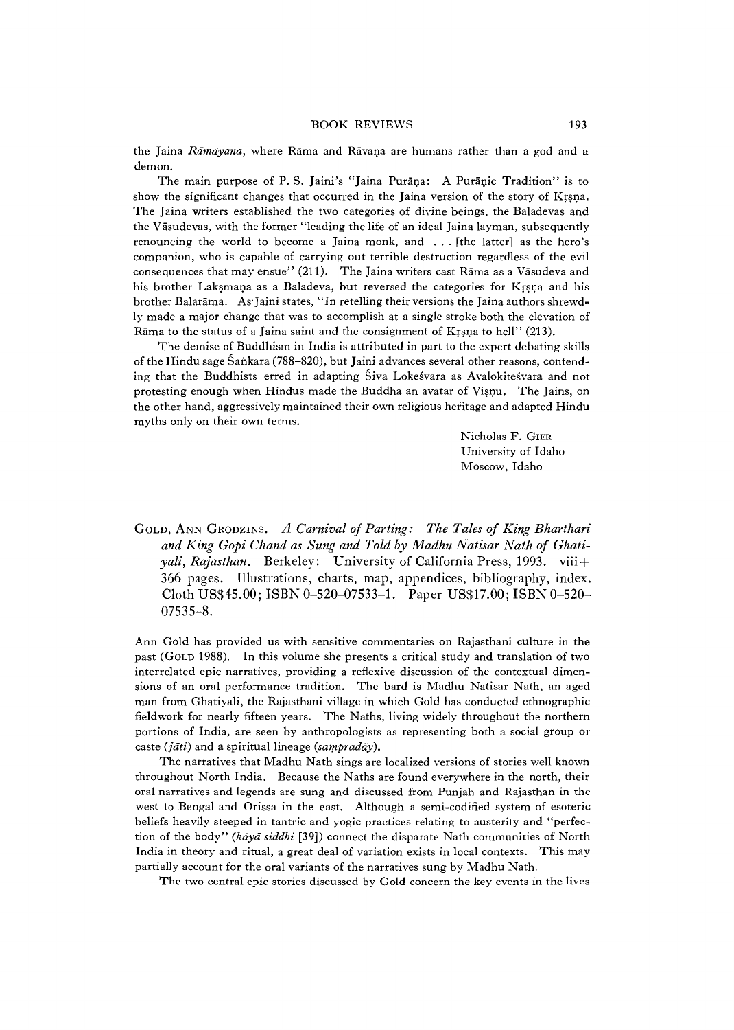the Jaina *Rāmāyana*, where Rāma and Rāvaṇa are humans rather than a god and a demon.

The main purpose of P. S. Jaini's "Jaina Purāṇa: A Purāṇic Tradition" is to show the significant changes that occurred in the Jaina version of the story of Kṛṣṇa. The Jaina writers established the two categories of divine beings, the Baladevas and the Vāsudevas, with the former "leading the life of an ideal Jaina layman, subsequently renouncing the world to become a Jaina monk, and . . . [the latter] as the hero's companion, who is capable of carrying out terrible destruction regardless of the evil consequences that may ensue" (211). The Jaina writers cast Rāma as a Vāsudeva and his brother Lakṣmaṇa as a Baladeva, but reversed the categories for Kṛṣṇa and his brother Balarāma. As Jaini states, "In retelling their versions the Jaina authors shrewdly made a major change that was to accomplish at a single stroke both the elevation of Rāma to the status of a Jaina saint and the consignment of Kṛṣṇa to hell" (213).

The demise of Buddhism in India is attributed in part to the expert debating skills of the Hindu sage Śaṅkara (788–820), but Jaini advances several other reasons, contending that the Buddhists erred in adapting Śiva Lokeśvara as Avalokiteśvara and not protesting enough when Hindus made the Buddha an avatar of Viṣṇu. The Jains, on the other hand, aggressively maintained their own religious heritage and adapted Hindu myths only on their own terms.

Nicholas F. Gier
University of Idaho
Moscow, Idaho

GOLD, ANN GRODZINS. *A Carnival of Parting: The Tales of King Bharthari and King Gopi Chand as Sung and Told by Madhu Natisar Nath of Ghatiyali, Rajasthan*. Berkeley: University of California Press, 1993. viii+366 pages. Illustrations, charts, map, appendices, bibliography, index. Cloth US$45.00; ISBN 0–520–07533–1. Paper US$17.00; ISBN 0–520–07535–8.

Ann Gold has provided us with sensitive commentaries on Rajasthani culture in the past (GOLD 1988). In this volume she presents a critical study and translation of two interrelated epic narratives, providing a reflexive discussion of the contextual dimensions of an oral performance tradition. The bard is Madhu Natisar Nath, an aged man from Ghatiyali, the Rajasthani village in which Gold has conducted ethnographic fieldwork for nearly fifteen years. The Naths, living widely throughout the northern portions of India, are seen by anthropologists as representing both a social group or caste (*jāti*) and a spiritual lineage (*saṃpradāy*).

The narratives that Madhu Nath sings are localized versions of stories well known throughout North India. Because the Naths are found everywhere in the north, their oral narratives and legends are sung and discussed from Punjab and Rajasthan in the west to Bengal and Orissa in the east. Although a semi-codified system of esoteric beliefs heavily steeped in tantric and yogic practices relating to austerity and "perfection of the body" (*kāyā siddhi* [39]) connect the disparate Nath communities of North India in theory and ritual, a great deal of variation exists in local contexts. This may partially account for the oral variants of the narratives sung by Madhu Nath.

The two central epic stories discussed by Gold concern the key events in the lives